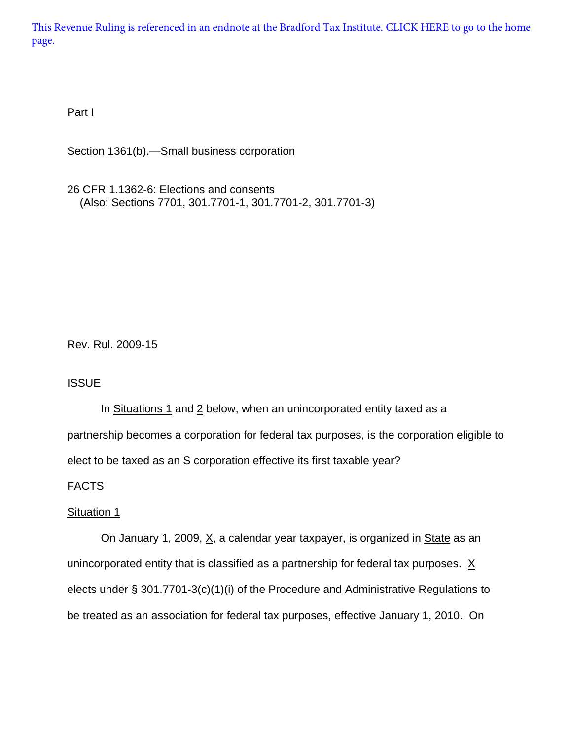This Revenue Ruling is referenced in an endnote at the Bradford Tax Institute. CLICK HERE to go to the home page.

Part I

Section 1361(b).—Small business corporation

26 CFR 1.1362-6: Elections and consents
(Also: Sections 7701, 301.7701-1, 301.7701-2, 301.7701-3)

Rev. Rul. 2009-15

ISSUE

In Situations 1 and 2 below, when an unincorporated entity taxed as a partnership becomes a corporation for federal tax purposes, is the corporation eligible to elect to be taxed as an S corporation effective its first taxable year?

FACTS

Situation 1

On January 1, 2009, X, a calendar year taxpayer, is organized in State as an unincorporated entity that is classified as a partnership for federal tax purposes. X elects under § 301.7701-3(c)(1)(i) of the Procedure and Administrative Regulations to be treated as an association for federal tax purposes, effective January 1, 2010. On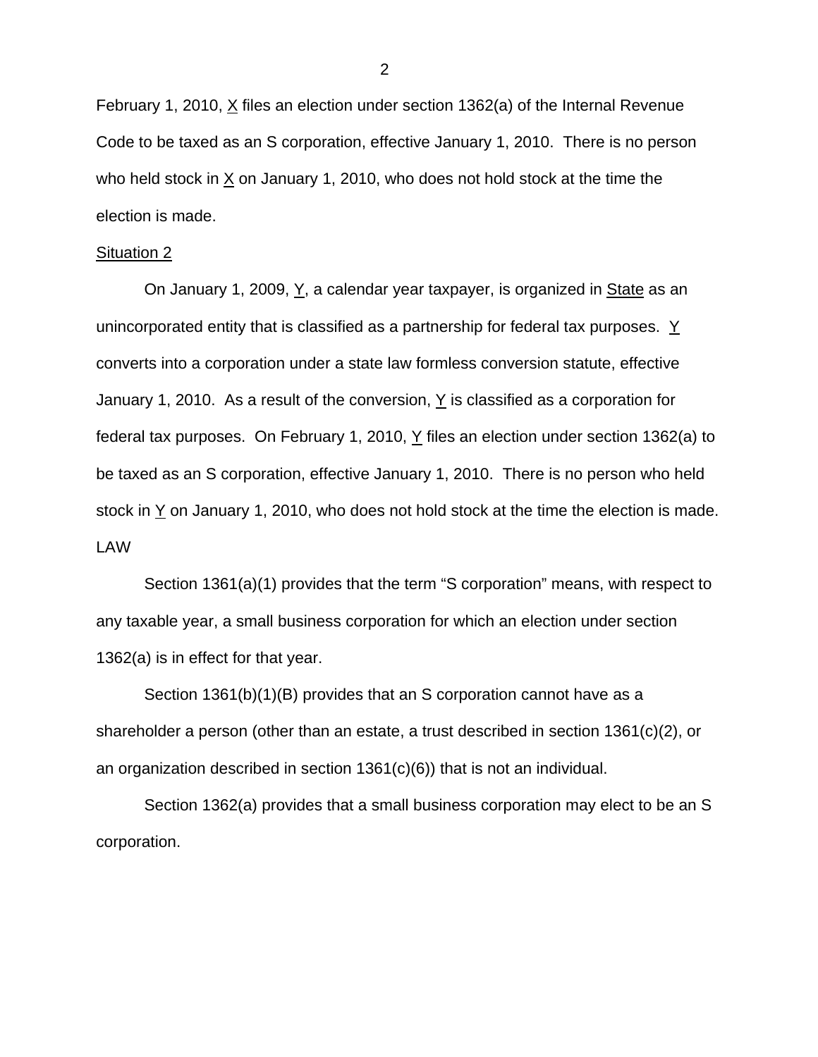February 1, 2010, X files an election under section 1362(a) of the Internal Revenue Code to be taxed as an S corporation, effective January 1, 2010. There is no person who held stock in X on January 1, 2010, who does not hold stock at the time the election is made.

Situation 2

On January 1, 2009, Y, a calendar year taxpayer, is organized in State as an unincorporated entity that is classified as a partnership for federal tax purposes. Y converts into a corporation under a state law formless conversion statute, effective January 1, 2010. As a result of the conversion, Y is classified as a corporation for federal tax purposes. On February 1, 2010, Y files an election under section 1362(a) to be taxed as an S corporation, effective January 1, 2010. There is no person who held stock in Y on January 1, 2010, who does not hold stock at the time the election is made.

LAW

Section 1361(a)(1) provides that the term "S corporation" means, with respect to any taxable year, a small business corporation for which an election under section 1362(a) is in effect for that year.

Section 1361(b)(1)(B) provides that an S corporation cannot have as a shareholder a person (other than an estate, a trust described in section 1361(c)(2), or an organization described in section 1361(c)(6)) that is not an individual.

Section 1362(a) provides that a small business corporation may elect to be an S corporation.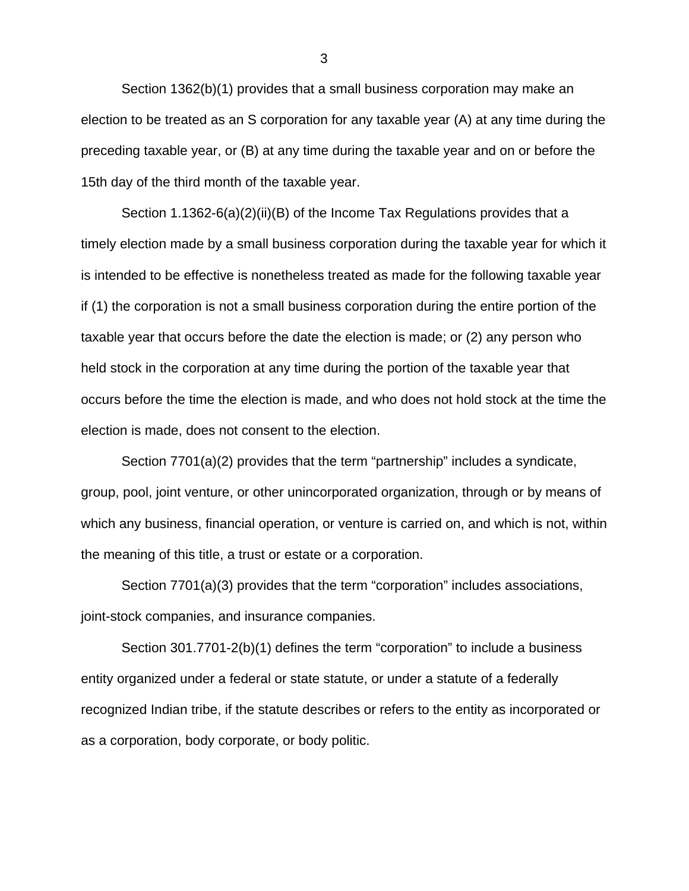Section 1362(b)(1) provides that a small business corporation may make an election to be treated as an S corporation for any taxable year (A) at any time during the preceding taxable year, or (B) at any time during the taxable year and on or before the 15th day of the third month of the taxable year.

Section 1.1362-6(a)(2)(ii)(B) of the Income Tax Regulations provides that a timely election made by a small business corporation during the taxable year for which it is intended to be effective is nonetheless treated as made for the following taxable year if (1) the corporation is not a small business corporation during the entire portion of the taxable year that occurs before the date the election is made; or (2) any person who held stock in the corporation at any time during the portion of the taxable year that occurs before the time the election is made, and who does not hold stock at the time the election is made, does not consent to the election.

Section 7701(a)(2) provides that the term "partnership" includes a syndicate, group, pool, joint venture, or other unincorporated organization, through or by means of which any business, financial operation, or venture is carried on, and which is not, within the meaning of this title, a trust or estate or a corporation.

Section 7701(a)(3) provides that the term "corporation" includes associations, joint-stock companies, and insurance companies.

Section 301.7701-2(b)(1) defines the term "corporation" to include a business entity organized under a federal or state statute, or under a statute of a federally recognized Indian tribe, if the statute describes or refers to the entity as incorporated or as a corporation, body corporate, or body politic.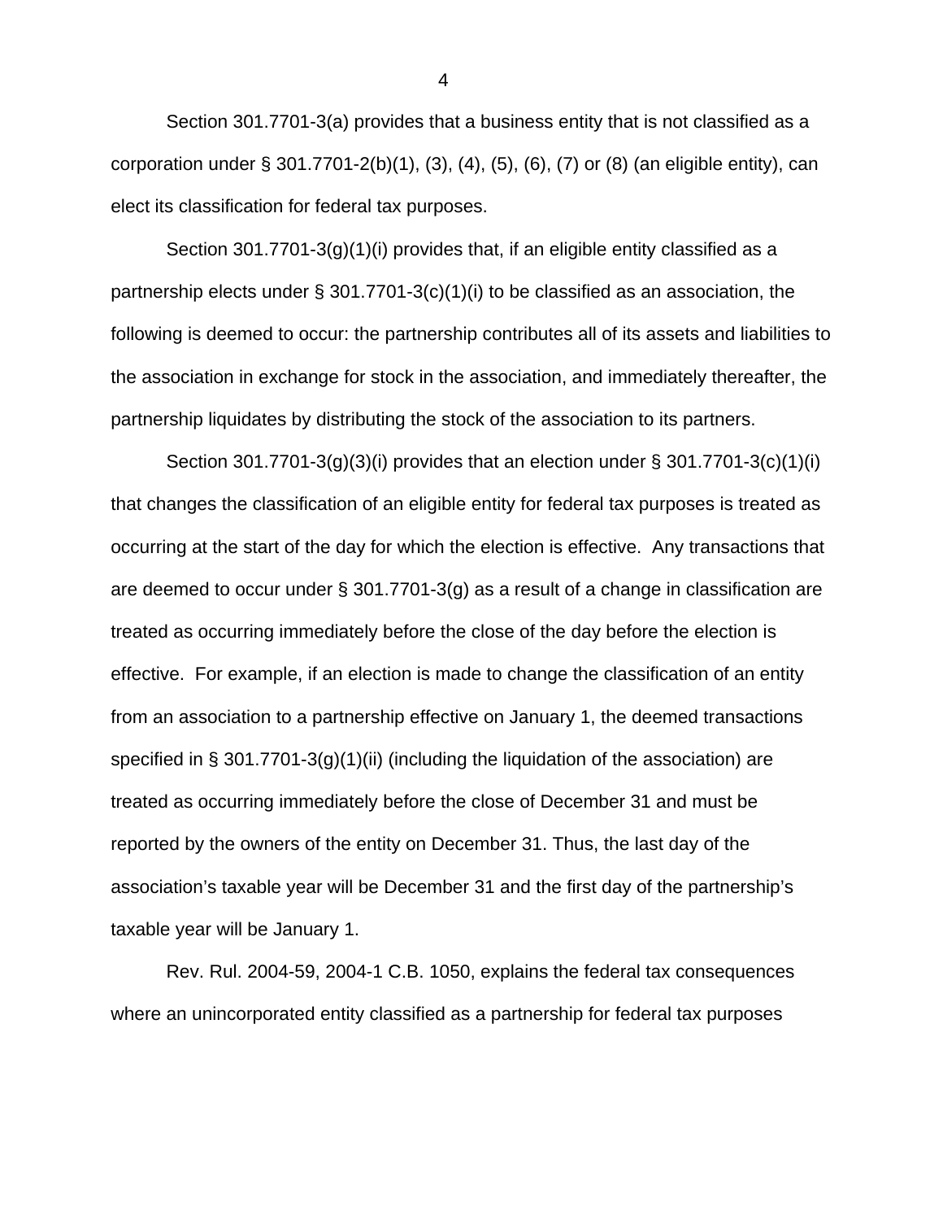Section 301.7701-3(a) provides that a business entity that is not classified as a corporation under § 301.7701-2(b)(1), (3), (4), (5), (6), (7) or (8) (an eligible entity), can elect its classification for federal tax purposes.

Section 301.7701-3(g)(1)(i) provides that, if an eligible entity classified as a partnership elects under § 301.7701-3(c)(1)(i) to be classified as an association, the following is deemed to occur: the partnership contributes all of its assets and liabilities to the association in exchange for stock in the association, and immediately thereafter, the partnership liquidates by distributing the stock of the association to its partners.

Section 301.7701-3(g)(3)(i) provides that an election under § 301.7701-3(c)(1)(i) that changes the classification of an eligible entity for federal tax purposes is treated as occurring at the start of the day for which the election is effective. Any transactions that are deemed to occur under § 301.7701-3(g) as a result of a change in classification are treated as occurring immediately before the close of the day before the election is effective. For example, if an election is made to change the classification of an entity from an association to a partnership effective on January 1, the deemed transactions specified in § 301.7701-3(g)(1)(ii) (including the liquidation of the association) are treated as occurring immediately before the close of December 31 and must be reported by the owners of the entity on December 31. Thus, the last day of the association's taxable year will be December 31 and the first day of the partnership's taxable year will be January 1.

Rev. Rul. 2004-59, 2004-1 C.B. 1050, explains the federal tax consequences where an unincorporated entity classified as a partnership for federal tax purposes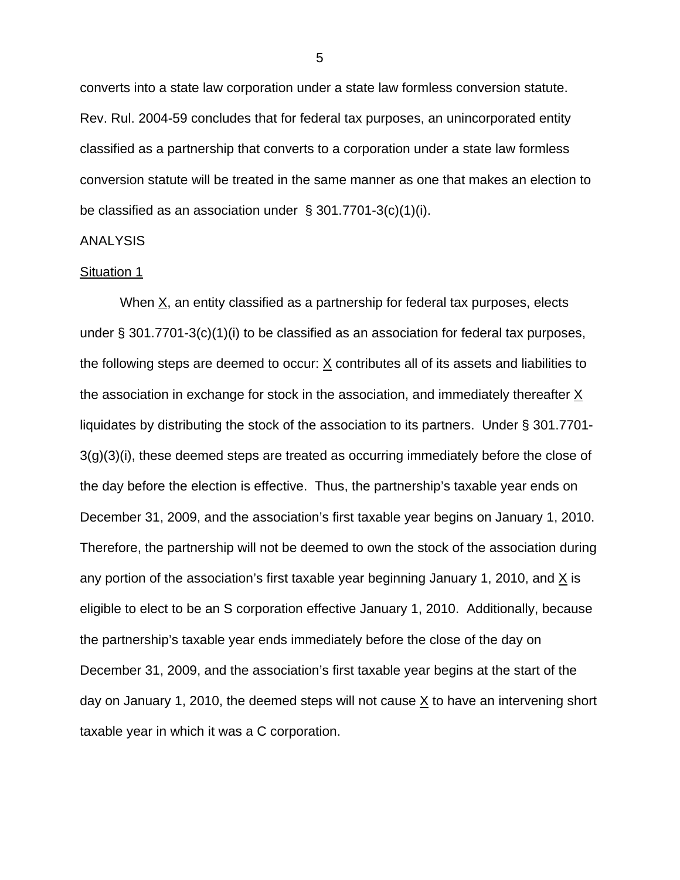converts into a state law corporation under a state law formless conversion statute. Rev. Rul. 2004-59 concludes that for federal tax purposes, an unincorporated entity classified as a partnership that converts to a corporation under a state law formless conversion statute will be treated in the same manner as one that makes an election to be classified as an association under § 301.7701-3(c)(1)(i).

ANALYSIS

Situation 1

When X, an entity classified as a partnership for federal tax purposes, elects under § 301.7701-3(c)(1)(i) to be classified as an association for federal tax purposes, the following steps are deemed to occur: X contributes all of its assets and liabilities to the association in exchange for stock in the association, and immediately thereafter X liquidates by distributing the stock of the association to its partners. Under § 301.7701-3(g)(3)(i), these deemed steps are treated as occurring immediately before the close of the day before the election is effective. Thus, the partnership's taxable year ends on December 31, 2009, and the association's first taxable year begins on January 1, 2010. Therefore, the partnership will not be deemed to own the stock of the association during any portion of the association's first taxable year beginning January 1, 2010, and X is eligible to elect to be an S corporation effective January 1, 2010. Additionally, because the partnership's taxable year ends immediately before the close of the day on December 31, 2009, and the association's first taxable year begins at the start of the day on January 1, 2010, the deemed steps will not cause X to have an intervening short taxable year in which it was a C corporation.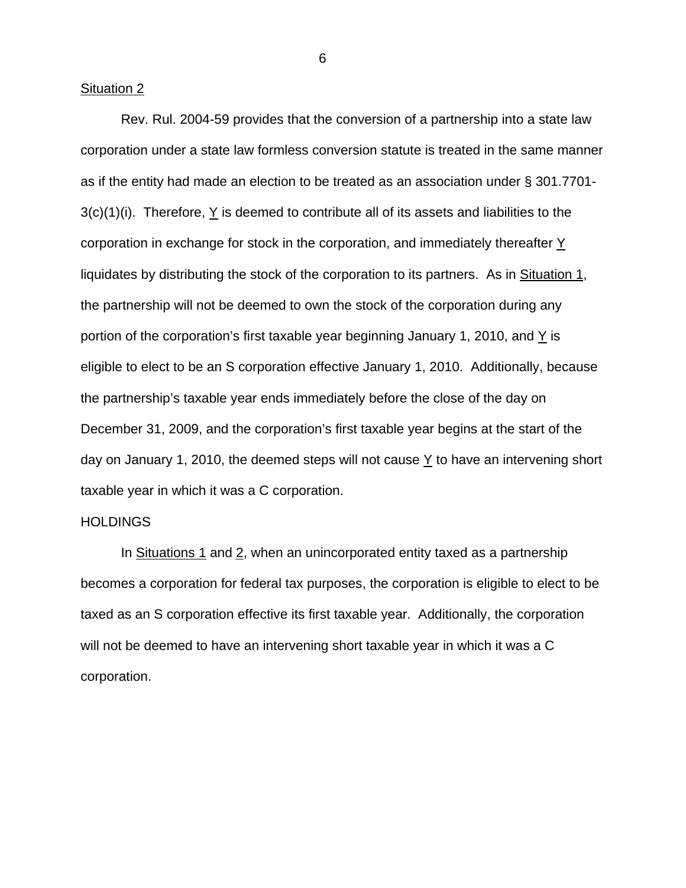Situation 2

Rev. Rul. 2004-59 provides that the conversion of a partnership into a state law corporation under a state law formless conversion statute is treated in the same manner as if the entity had made an election to be treated as an association under § 301.7701-3(c)(1)(i). Therefore, Y is deemed to contribute all of its assets and liabilities to the corporation in exchange for stock in the corporation, and immediately thereafter Y liquidates by distributing the stock of the corporation to its partners. As in Situation 1, the partnership will not be deemed to own the stock of the corporation during any portion of the corporation's first taxable year beginning January 1, 2010, and Y is eligible to elect to be an S corporation effective January 1, 2010. Additionally, because the partnership's taxable year ends immediately before the close of the day on December 31, 2009, and the corporation's first taxable year begins at the start of the day on January 1, 2010, the deemed steps will not cause Y to have an intervening short taxable year in which it was a C corporation.

HOLDINGS

In Situations 1 and 2, when an unincorporated entity taxed as a partnership becomes a corporation for federal tax purposes, the corporation is eligible to elect to be taxed as an S corporation effective its first taxable year. Additionally, the corporation will not be deemed to have an intervening short taxable year in which it was a C corporation.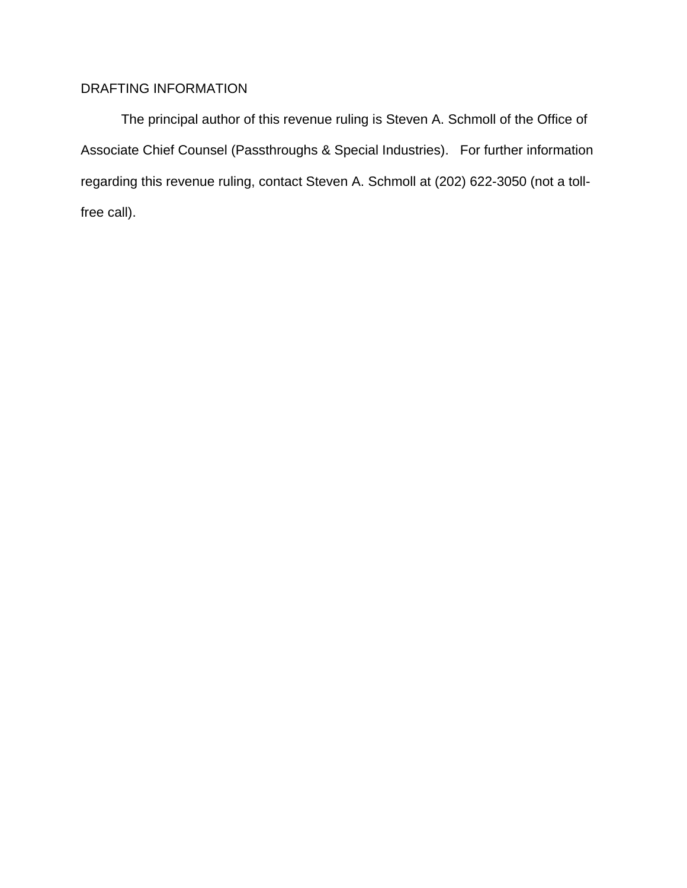## DRAFTING INFORMATION

The principal author of this revenue ruling is Steven A. Schmoll of the Office of Associate Chief Counsel (Passthroughs & Special Industries). For further information regarding this revenue ruling, contact Steven A. Schmoll at (202) 622-3050 (not a toll-free call).